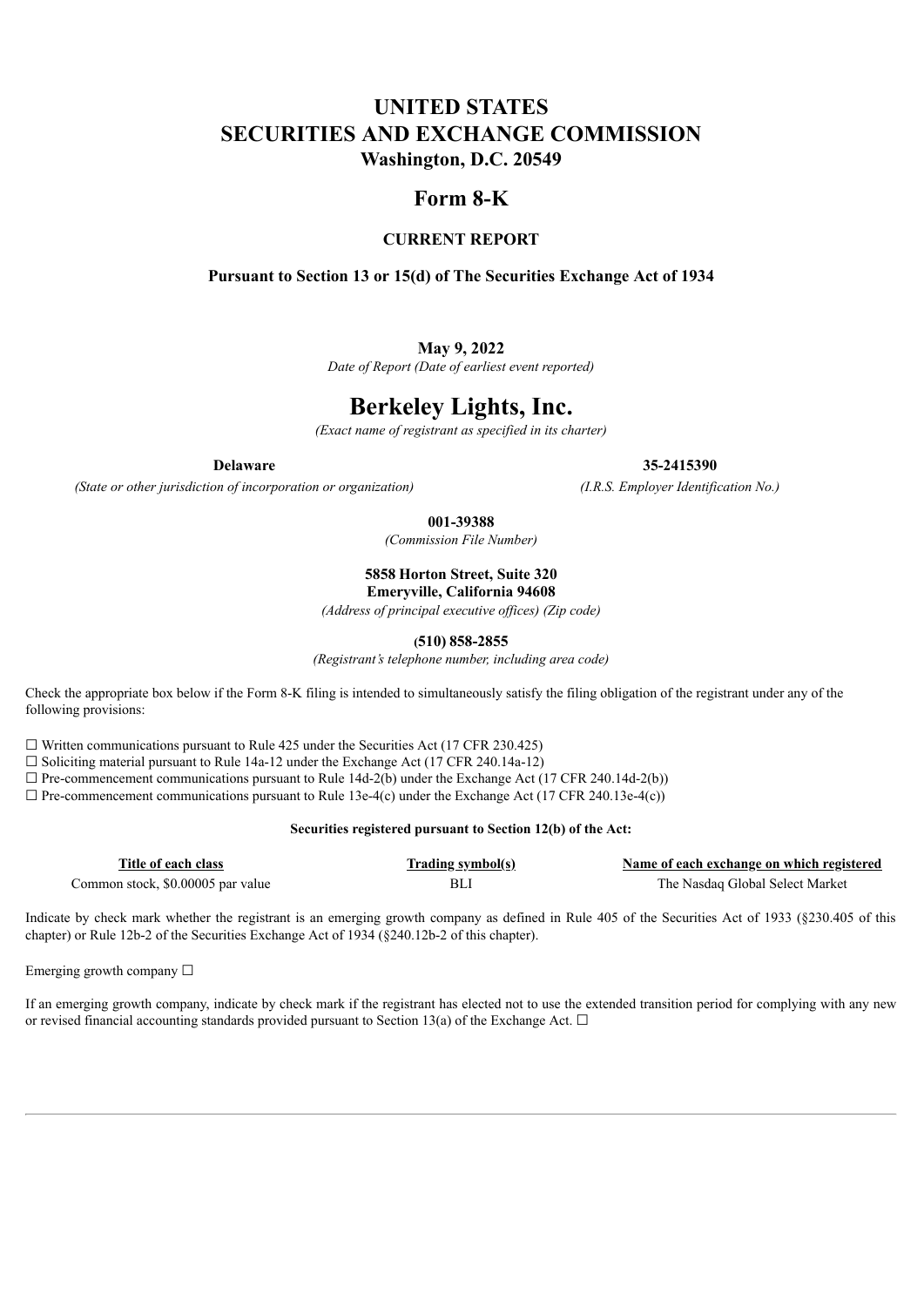# UNITED STATES
# SECURITIES AND EXCHANGE COMMISSION
### Washington, D.C. 20549

## Form 8-K

### CURRENT REPORT

**Pursuant to Section 13 or 15(d) of The Securities Exchange Act of 1934**

**May 9, 2022**
*Date of Report (Date of earliest event reported)*

# Berkeley Lights, Inc.
*(Exact name of registrant as specified in its charter)*

| | |
|---|---|
| **Delaware** | **35-2415390** |
| *(State or other jurisdiction of incorporation or organization)* | *(I.R.S. Employer Identification No.)* |

**001-39388**
*(Commission File Number)*

**5858 Horton Street, Suite 320**
**Emeryville, California 94608**
*(Address of principal executive offices) (Zip code)*

**(510) 858-2855**
*(Registrant's telephone number, including area code)*

Check the appropriate box below if the Form 8-K filing is intended to simultaneously satisfy the filing obligation of the registrant under any of the following provisions:

☐ Written communications pursuant to Rule 425 under the Securities Act (17 CFR 230.425)
☐ Soliciting material pursuant to Rule 14a-12 under the Exchange Act (17 CFR 240.14a-12)
☐ Pre-commencement communications pursuant to Rule 14d-2(b) under the Exchange Act (17 CFR 240.14d-2(b))
☐ Pre-commencement communications pursuant to Rule 13e-4(c) under the Exchange Act (17 CFR 240.13e-4(c))

**Securities registered pursuant to Section 12(b) of the Act:**

| Title of each class | Trading symbol(s) | Name of each exchange on which registered |
|---|---|---|
| Common stock, $0.00005 par value | BLI | The Nasdaq Global Select Market |

Indicate by check mark whether the registrant is an emerging growth company as defined in Rule 405 of the Securities Act of 1933 (§230.405 of this chapter) or Rule 12b-2 of the Securities Exchange Act of 1934 (§240.12b-2 of this chapter).

Emerging growth company ☐

If an emerging growth company, indicate by check mark if the registrant has elected not to use the extended transition period for complying with any new or revised financial accounting standards provided pursuant to Section 13(a) of the Exchange Act. ☐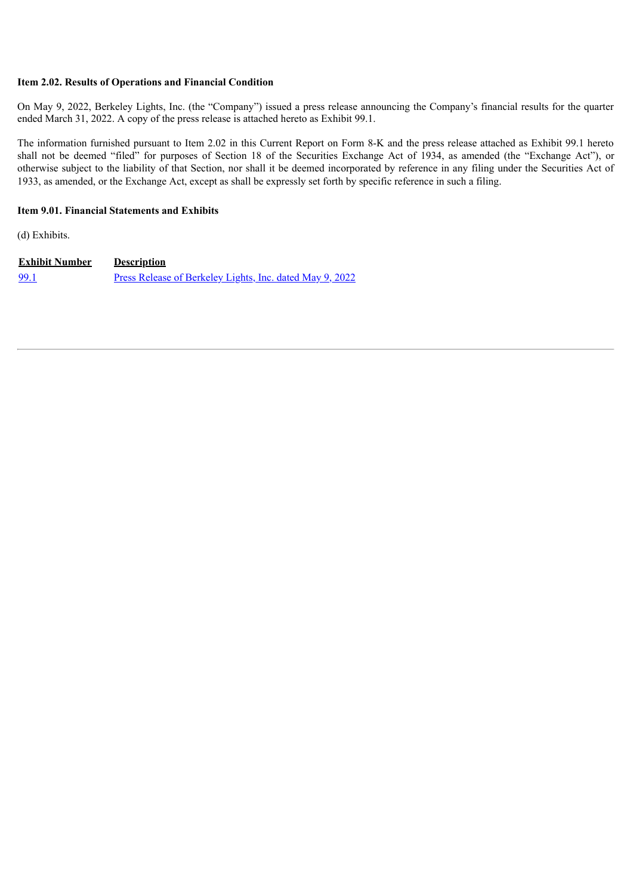**Item 2.02. Results of Operations and Financial Condition**

On May 9, 2022, Berkeley Lights, Inc. (the "Company") issued a press release announcing the Company's financial results for the quarter ended March 31, 2022. A copy of the press release is attached hereto as Exhibit 99.1.

The information furnished pursuant to Item 2.02 in this Current Report on Form 8-K and the press release attached as Exhibit 99.1 hereto shall not be deemed "filed" for purposes of Section 18 of the Securities Exchange Act of 1934, as amended (the "Exchange Act"), or otherwise subject to the liability of that Section, nor shall it be deemed incorporated by reference in any filing under the Securities Act of 1933, as amended, or the Exchange Act, except as shall be expressly set forth by specific reference in such a filing.

**Item 9.01. Financial Statements and Exhibits**

(d) Exhibits.

| Exhibit Number | Description |
| --- | --- |
| 99.1 | Press Release of Berkeley Lights, Inc. dated May 9, 2022 |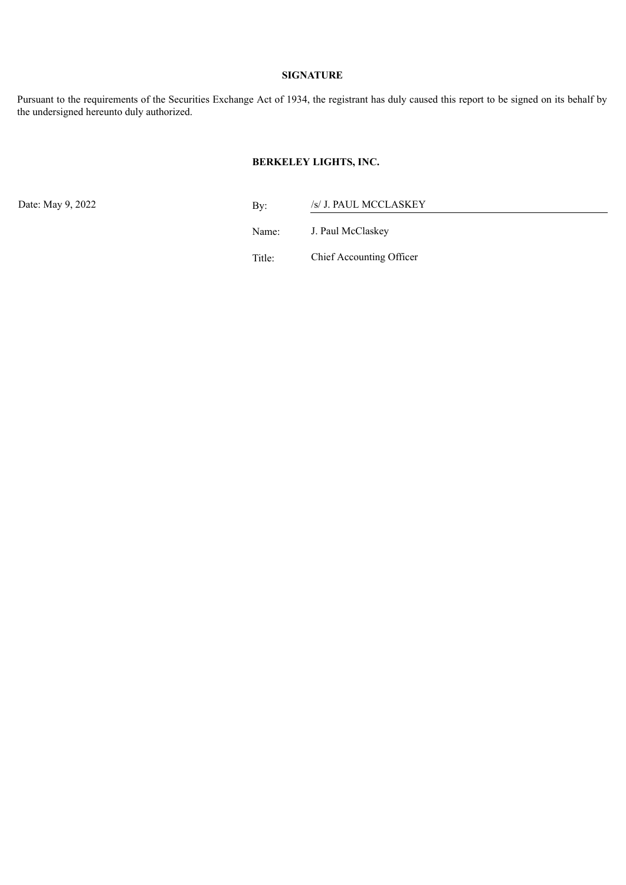**SIGNATURE**

Pursuant to the requirements of the Securities Exchange Act of 1934, the registrant has duly caused this report to be signed on its behalf by the undersigned hereunto duly authorized.

**BERKELEY LIGHTS, INC.**

| | | |
|---|---|---|
| Date: May 9, 2022 | By: | /s/ J. PAUL MCCLASKEY |
| | Name: | J. Paul McClaskey |
| | Title: | Chief Accounting Officer |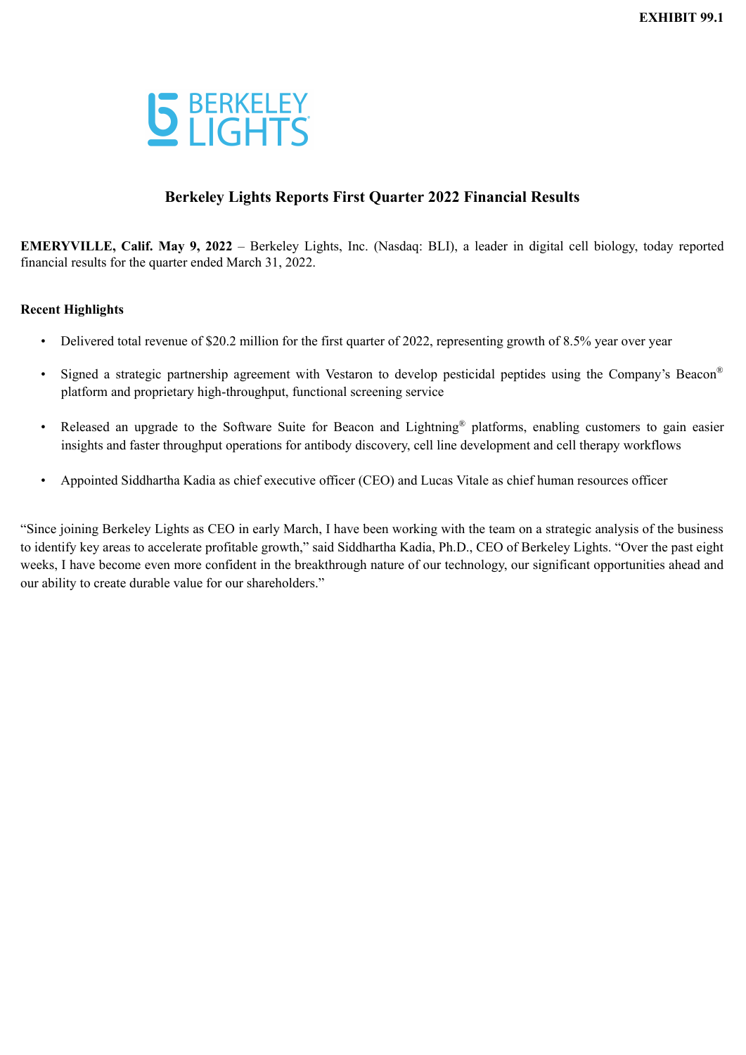EXHIBIT 99.1

BERKELEY LIGHTS

## Berkeley Lights Reports First Quarter 2022 Financial Results

**EMERYVILLE, Calif. May 9, 2022** – Berkeley Lights, Inc. (Nasdaq: BLI), a leader in digital cell biology, today reported financial results for the quarter ended March 31, 2022.

**Recent Highlights**

- Delivered total revenue of $20.2 million for the first quarter of 2022, representing growth of 8.5% year over year
- Signed a strategic partnership agreement with Vestaron to develop pesticidal peptides using the Company's Beacon® platform and proprietary high-throughput, functional screening service
- Released an upgrade to the Software Suite for Beacon and Lightning® platforms, enabling customers to gain easier insights and faster throughput operations for antibody discovery, cell line development and cell therapy workflows
- Appointed Siddhartha Kadia as chief executive officer (CEO) and Lucas Vitale as chief human resources officer

"Since joining Berkeley Lights as CEO in early March, I have been working with the team on a strategic analysis of the business to identify key areas to accelerate profitable growth," said Siddhartha Kadia, Ph.D., CEO of Berkeley Lights. "Over the past eight weeks, I have become even more confident in the breakthrough nature of our technology, our significant opportunities ahead and our ability to create durable value for our shareholders."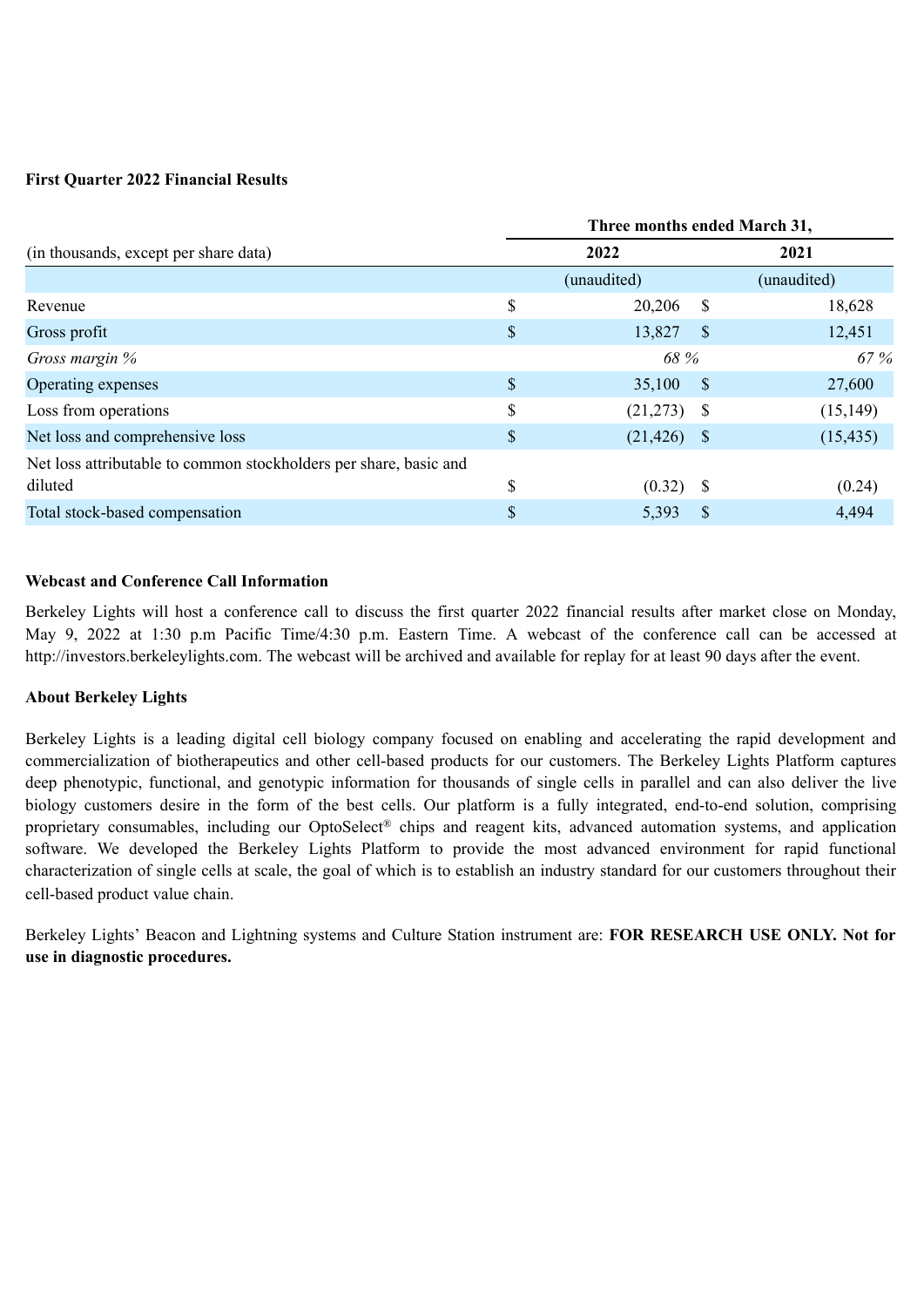**First Quarter 2022 Financial Results**

| (in thousands, except per share data) | Three months ended March 31, 2022 | 2021 |
|---|---|---|
| | (unaudited) | (unaudited) |
| Revenue | $ 20,206 | $ 18,628 |
| Gross profit | $ 13,827 | $ 12,451 |
| *Gross margin %* | *68 %* | *67 %* |
| Operating expenses | $ 35,100 | $ 27,600 |
| Loss from operations | $ (21,273) | $ (15,149) |
| Net loss and comprehensive loss | $ (21,426) | $ (15,435) |
| Net loss attributable to common stockholders per share, basic and diluted | $ (0.32) | $ (0.24) |
| Total stock-based compensation | $ 5,393 | $ 4,494 |

**Webcast and Conference Call Information**

Berkeley Lights will host a conference call to discuss the first quarter 2022 financial results after market close on Monday, May 9, 2022 at 1:30 p.m Pacific Time/4:30 p.m. Eastern Time. A webcast of the conference call can be accessed at http://investors.berkeleylights.com. The webcast will be archived and available for replay for at least 90 days after the event.

**About Berkeley Lights**

Berkeley Lights is a leading digital cell biology company focused on enabling and accelerating the rapid development and commercialization of biotherapeutics and other cell-based products for our customers. The Berkeley Lights Platform captures deep phenotypic, functional, and genotypic information for thousands of single cells in parallel and can also deliver the live biology customers desire in the form of the best cells. Our platform is a fully integrated, end-to-end solution, comprising proprietary consumables, including our OptoSelect® chips and reagent kits, advanced automation systems, and application software. We developed the Berkeley Lights Platform to provide the most advanced environment for rapid functional characterization of single cells at scale, the goal of which is to establish an industry standard for our customers throughout their cell-based product value chain.

Berkeley Lights' Beacon and Lightning systems and Culture Station instrument are: **FOR RESEARCH USE ONLY. Not for use in diagnostic procedures.**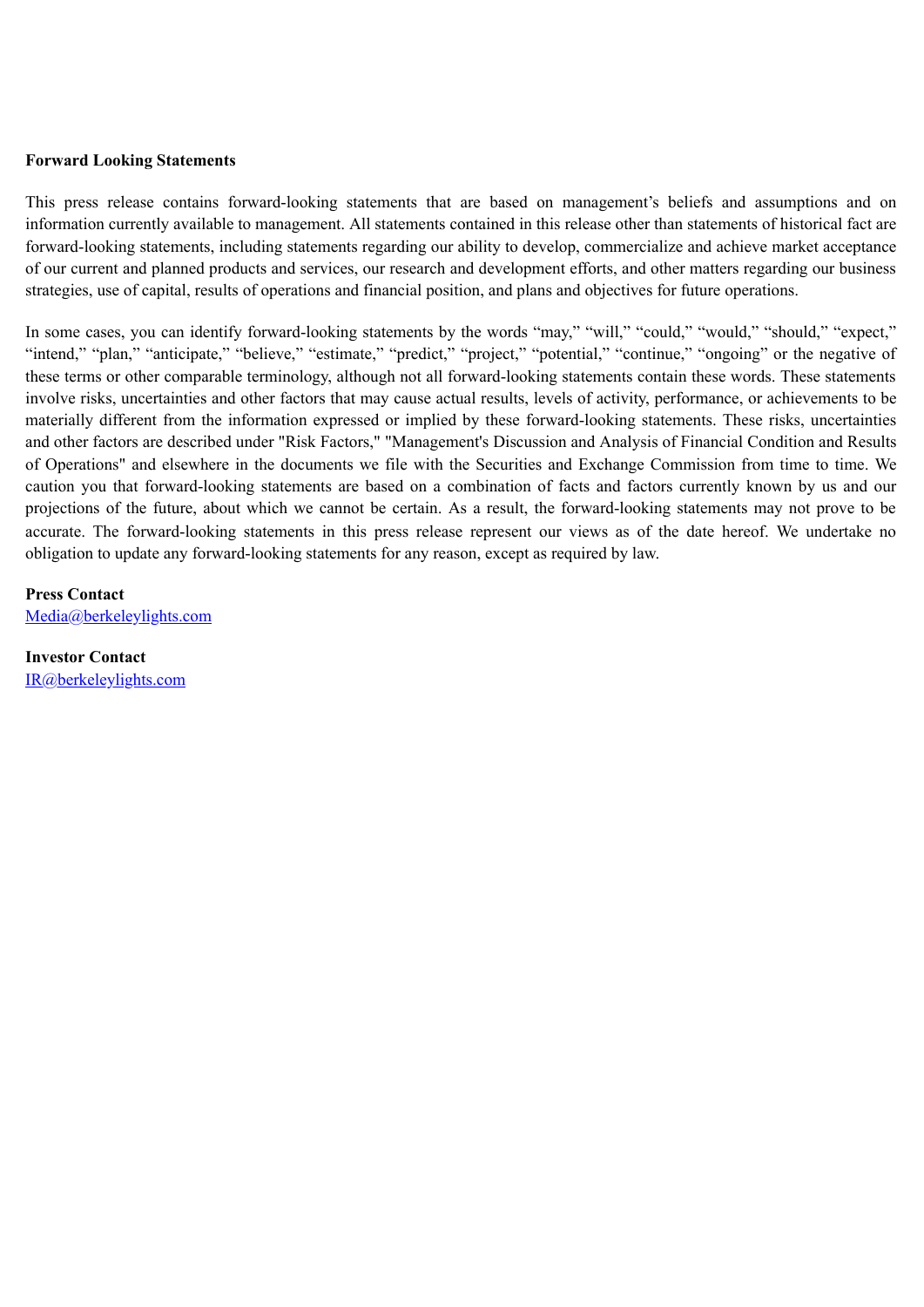**Forward Looking Statements**

This press release contains forward-looking statements that are based on management’s beliefs and assumptions and on information currently available to management. All statements contained in this release other than statements of historical fact are forward-looking statements, including statements regarding our ability to develop, commercialize and achieve market acceptance of our current and planned products and services, our research and development efforts, and other matters regarding our business strategies, use of capital, results of operations and financial position, and plans and objectives for future operations.

In some cases, you can identify forward-looking statements by the words “may,” “will,” “could,” “would,” “should,” “expect,” “intend,” “plan,” “anticipate,” “believe,” “estimate,” “predict,” “project,” “potential,” “continue,” “ongoing” or the negative of these terms or other comparable terminology, although not all forward-looking statements contain these words. These statements involve risks, uncertainties and other factors that may cause actual results, levels of activity, performance, or achievements to be materially different from the information expressed or implied by these forward-looking statements. These risks, uncertainties and other factors are described under "Risk Factors," "Management's Discussion and Analysis of Financial Condition and Results of Operations" and elsewhere in the documents we file with the Securities and Exchange Commission from time to time. We caution you that forward-looking statements are based on a combination of facts and factors currently known by us and our projections of the future, about which we cannot be certain. As a result, the forward-looking statements may not prove to be accurate. The forward-looking statements in this press release represent our views as of the date hereof. We undertake no obligation to update any forward-looking statements for any reason, except as required by law.

**Press Contact**
[Media@berkeleylights.com](mailto:Media@berkeleylights.com)

**Investor Contact**
[IR@berkeleylights.com](mailto:IR@berkeleylights.com)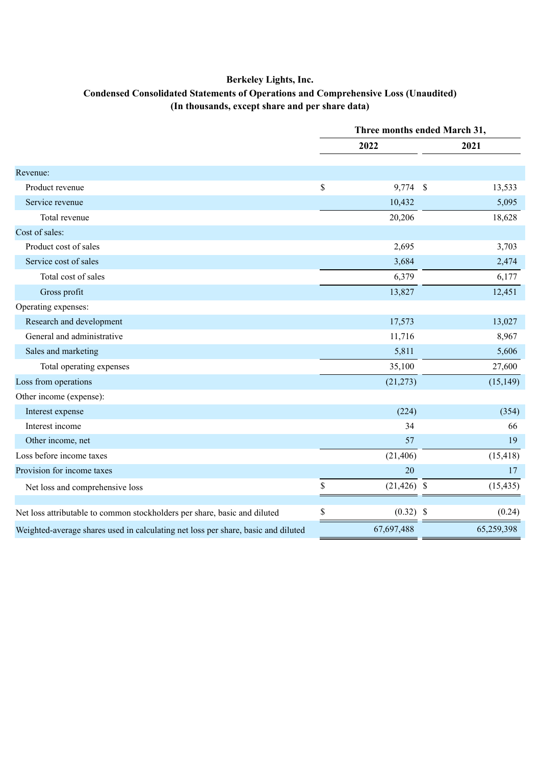**Berkeley Lights, Inc.**

**Condensed Consolidated Statements of Operations and Comprehensive Loss (Unaudited)**

**(In thousands, except share and per share data)**

| | Three months ended March 31, | |
|---|---|---|
| | **2022** | **2021** |
| Revenue: | | |
| Product revenue | $ 9,774 | $ 13,533 |
| Service revenue | 10,432 | 5,095 |
| Total revenue | 20,206 | 18,628 |
| Cost of sales: | | |
| Product cost of sales | 2,695 | 3,703 |
| Service cost of sales | 3,684 | 2,474 |
| Total cost of sales | 6,379 | 6,177 |
| Gross profit | 13,827 | 12,451 |
| Operating expenses: | | |
| Research and development | 17,573 | 13,027 |
| General and administrative | 11,716 | 8,967 |
| Sales and marketing | 5,811 | 5,606 |
| Total operating expenses | 35,100 | 27,600 |
| Loss from operations | (21,273) | (15,149) |
| Other income (expense): | | |
| Interest expense | (224) | (354) |
| Interest income | 34 | 66 |
| Other income, net | 57 | 19 |
| Loss before income taxes | (21,406) | (15,418) |
| Provision for income taxes | 20 | 17 |
| Net loss and comprehensive loss | $ (21,426) | $ (15,435) |
| | | |
| Net loss attributable to common stockholders per share, basic and diluted | $ (0.32) | $ (0.24) |
| Weighted-average shares used in calculating net loss per share, basic and diluted | 67,697,488 | 65,259,398 |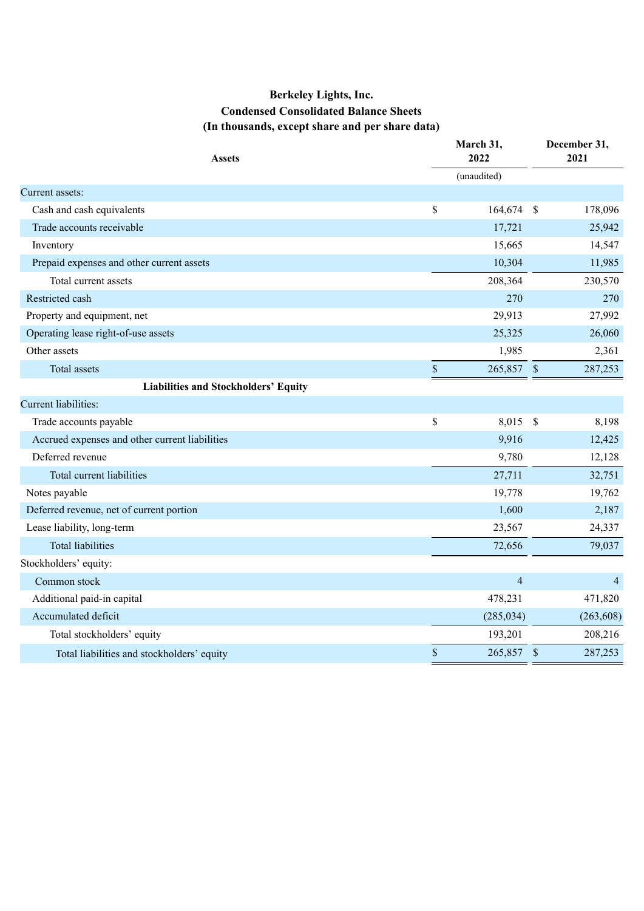**Berkeley Lights, Inc.**

**Condensed Consolidated Balance Sheets**

**(In thousands, except share and per share data)**

| **Assets** | **March 31, 2022** | **December 31, 2021** |
|---|---|---|
| | (unaudited) | |
| Current assets: | | |
| Cash and cash equivalents | $ 164,674 | $ 178,096 |
| Trade accounts receivable | 17,721 | 25,942 |
| Inventory | 15,665 | 14,547 |
| Prepaid expenses and other current assets | 10,304 | 11,985 |
| Total current assets | 208,364 | 230,570 |
| Restricted cash | 270 | 270 |
| Property and equipment, net | 29,913 | 27,992 |
| Operating lease right-of-use assets | 25,325 | 26,060 |
| Other assets | 1,985 | 2,361 |
| Total assets | $ 265,857 | $ 287,253 |
| **Liabilities and Stockholders' Equity** | | |
| Current liabilities: | | |
| Trade accounts payable | $ 8,015 | $ 8,198 |
| Accrued expenses and other current liabilities | 9,916 | 12,425 |
| Deferred revenue | 9,780 | 12,128 |
| Total current liabilities | 27,711 | 32,751 |
| Notes payable | 19,778 | 19,762 |
| Deferred revenue, net of current portion | 1,600 | 2,187 |
| Lease liability, long-term | 23,567 | 24,337 |
| Total liabilities | 72,656 | 79,037 |
| Stockholders' equity: | | |
| Common stock | 4 | 4 |
| Additional paid-in capital | 478,231 | 471,820 |
| Accumulated deficit | (285,034) | (263,608) |
| Total stockholders' equity | 193,201 | 208,216 |
| Total liabilities and stockholders' equity | $ 265,857 | $ 287,253 |